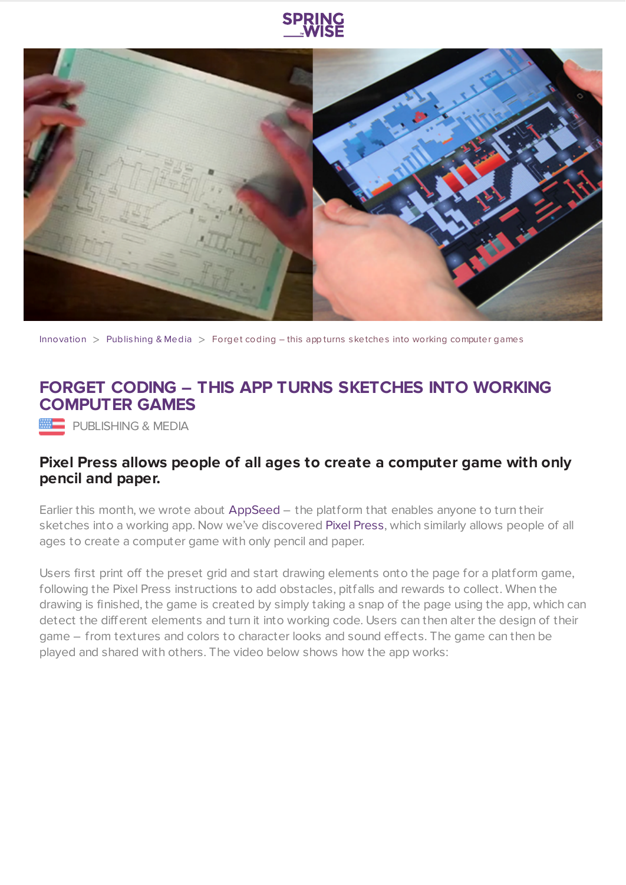Innovation > Publishing & Media > Forget coding – this app turns sketches into working computer games

# FORGET CODING – THIS APP TURNS SKETCHES INTO WORKING COMPUTER GAMES

PUBLISHING & MEDIA

**Pixel Press allows people of all ages to create a computer game with only pencil and paper.**

Earlier this month, we wrote about AppSeed – the platform that enables anyone to turn their sketches into a working app. Now we've discovered Pixel Press, which similarly allows people of all ages to create a computer game with only pencil and paper.

Users first print off the preset grid and start drawing elements onto the page for a platform game, following the Pixel Press instructions to add obstacles, pitfalls and rewards to collect. When the drawing is finished, the game is created by simply taking a snap of the page using the app, which can detect the different elements and turn it into working code. Users can then alter the design of their game – from textures and colors to character looks and sound effects. The game can then be played and shared with others. The video below shows how the app works: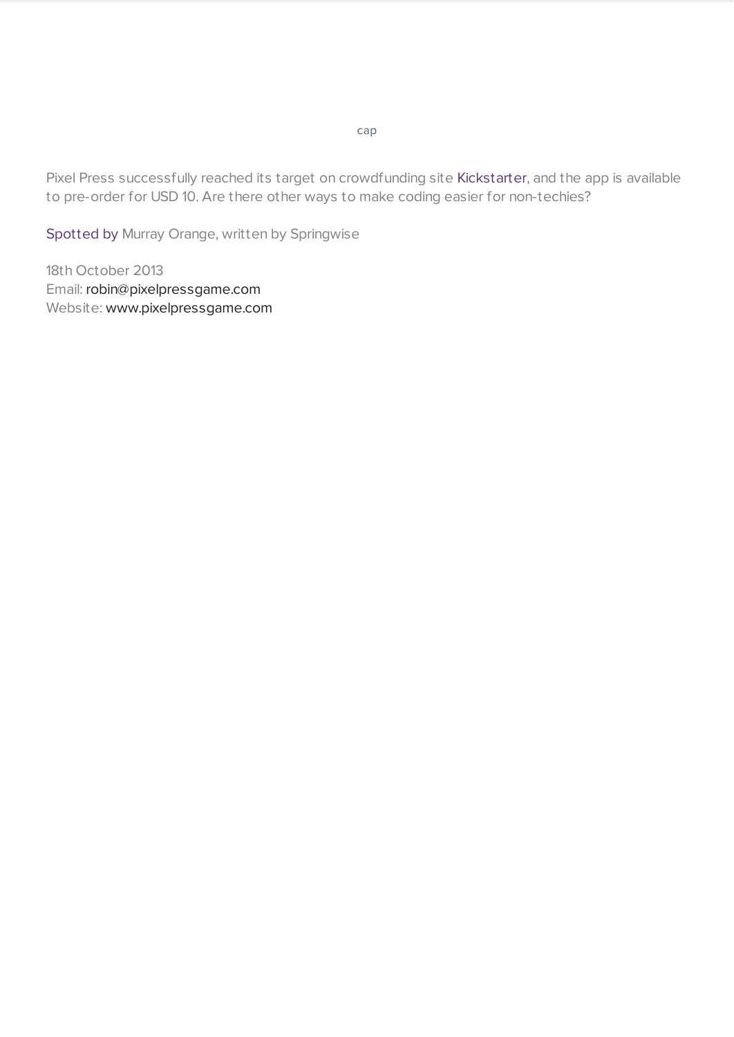cap

Pixel Press successfully reached its target on crowdfunding site Kickstarter, and the app is available to pre-order for USD 10. Are there other ways to make coding easier for non-techies?

Spotted by Murray Orange, written by Springwise

18th October 2013
Email: robin@pixelpressgame.com
Website: www.pixelpressgame.com